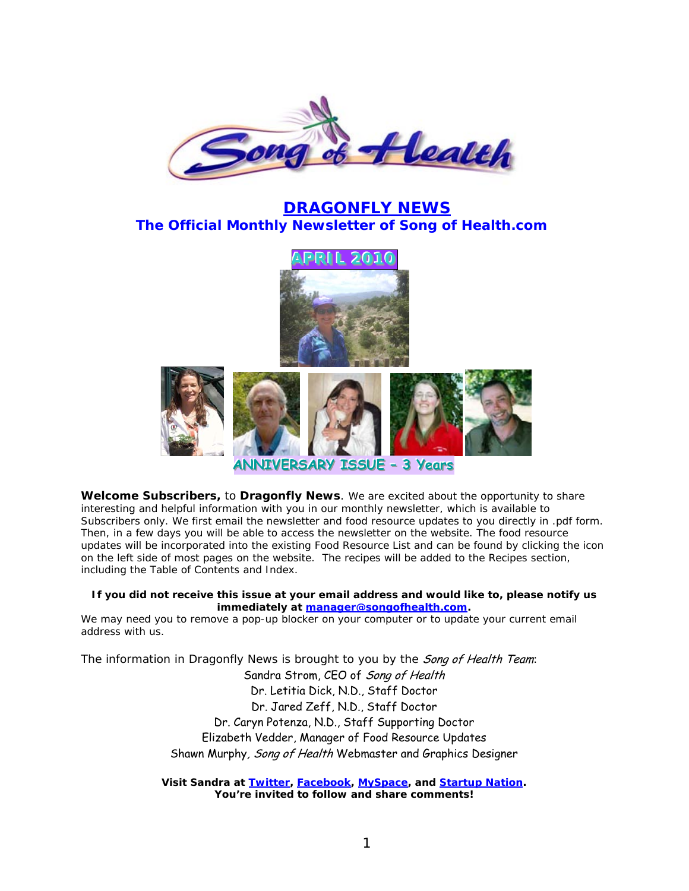# Song of Health

## DRAGONFLY NEWS

### The Official Monthly Newsletter of Song of Health.com

**APRIL 2010**

**ANNIVERSARY ISSUE – 3 Years**

**Welcome Subscribers,** to **Dragonfly News**. We are excited about the opportunity to share interesting and helpful information with you in our monthly newsletter, which is available to Subscribers only. We first email the newsletter and food resource updates to you directly in .pdf form. Then, in a few days you will be able to access the newsletter on the website. The food resource updates will be incorporated into the existing Food Resource List and can be found by clicking the icon on the left side of most pages on the website. The recipes will be added to the Recipes section, including the Table of Contents and Index.

**If you did not receive this issue at your email address and would like to, please notify us immediately at manager@songofhealth.com.**

We may need you to remove a pop-up blocker on your computer or to update your current email address with us.

The information in Dragonfly News is brought to you by the *Song of Health Team*:

Sandra Strom, CEO of *Song of Health*
Dr. Letitia Dick, N.D., Staff Doctor
Dr. Jared Zeff, N.D., Staff Doctor
Dr. Caryn Potenza, N.D., Staff Supporting Doctor
Elizabeth Vedder, Manager of Food Resource Updates
Shawn Murphy, *Song of Health* Webmaster and Graphics Designer

**Visit Sandra at Twitter, Facebook, MySpace, and Startup Nation.**
**You're invited to follow and share comments!**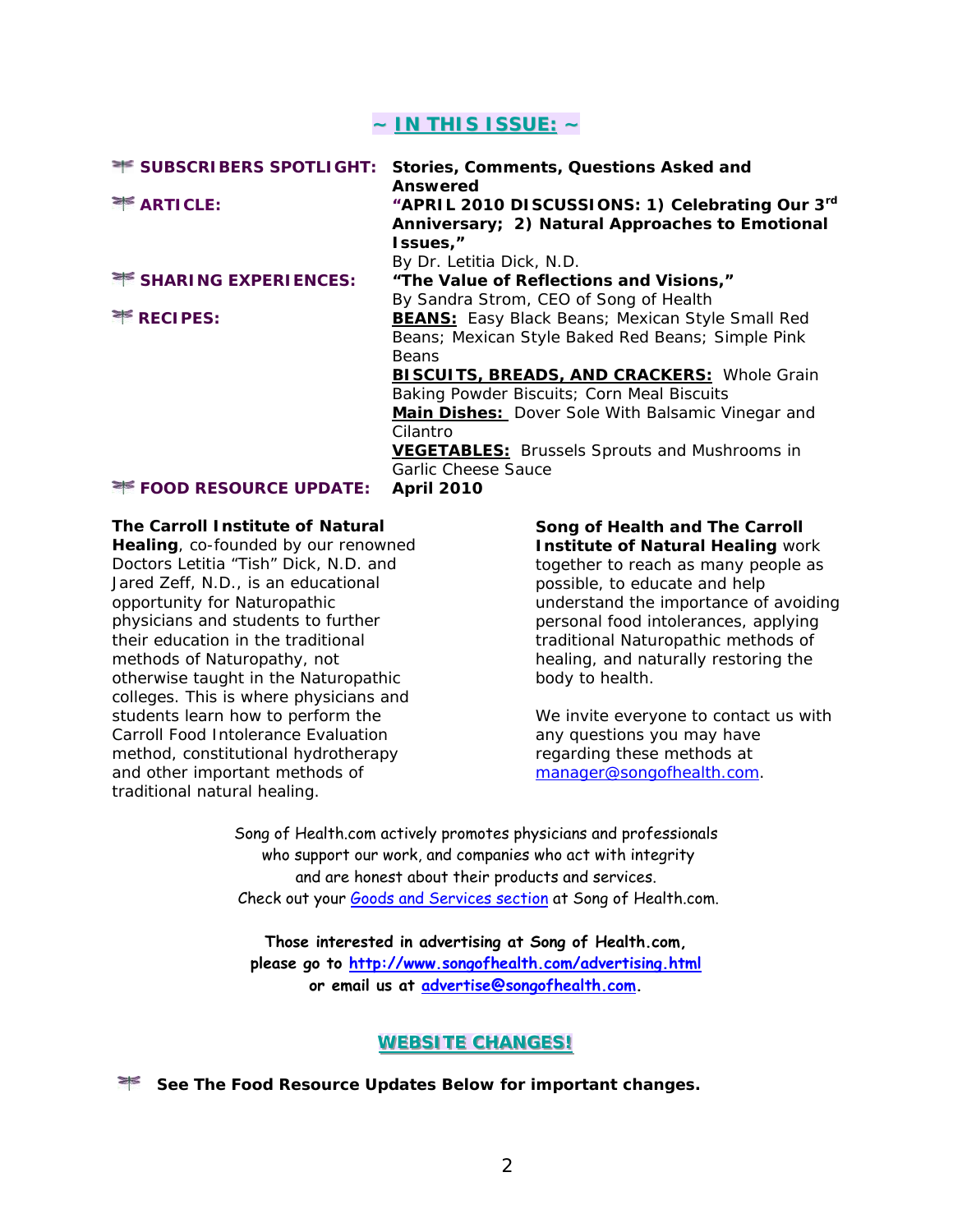## ~ IN THIS ISSUE: ~

| | |
|---|---|
| **SUBSCRIBERS SPOTLIGHT:** | **Stories, Comments, Questions Asked and Answered** |
| **ARTICLE:** | **"APRIL 2010 DISCUSSIONS: 1) Celebrating Our 3rd Anniversary; 2) Natural Approaches to Emotional Issues,"** By Dr. Letitia Dick, N.D. |
| **SHARING EXPERIENCES:** | **"The Value of Reflections and Visions,"** By Sandra Strom, CEO of Song of Health |
| **RECIPES:** | **BEANS:** Easy Black Beans; Mexican Style Small Red Beans; Mexican Style Baked Red Beans; Simple Pink Beans<br>**BISCUITS, BREADS, AND CRACKERS:** Whole Grain Baking Powder Biscuits; Corn Meal Biscuits<br>**Main Dishes:** Dover Sole With Balsamic Vinegar and Cilantro<br>**VEGETABLES:** Brussels Sprouts and Mushrooms in Garlic Cheese Sauce |
| **FOOD RESOURCE UPDATE:** | **April 2010** |

**The Carroll Institute of Natural Healing**, co-founded by our renowned Doctors Letitia "Tish" Dick, N.D. and Jared Zeff, N.D., is an educational opportunity for Naturopathic physicians and students to further their education in the traditional methods of Naturopathy, not otherwise taught in the Naturopathic colleges. This is where physicians and students learn how to perform the Carroll Food Intolerance Evaluation method, constitutional hydrotherapy and other important methods of traditional natural healing.

**Song of Health and The Carroll Institute of Natural Healing** work together to reach as many people as possible, to educate and help understand the importance of avoiding personal food intolerances, applying traditional Naturopathic methods of healing, and naturally restoring the body to health.

We invite everyone to contact us with any questions you may have regarding these methods at manager@songofhealth.com.

Song of Health.com actively promotes physicians and professionals who support our work, and companies who act with integrity and are honest about their products and services. Check out your Goods and Services section at Song of Health.com.

**Those interested in advertising at Song of Health.com, please go to http://www.songofhealth.com/advertising.html or email us at advertise@songofhealth.com.**

## WEBSITE CHANGES!

**See The Food Resource Updates Below for important changes.**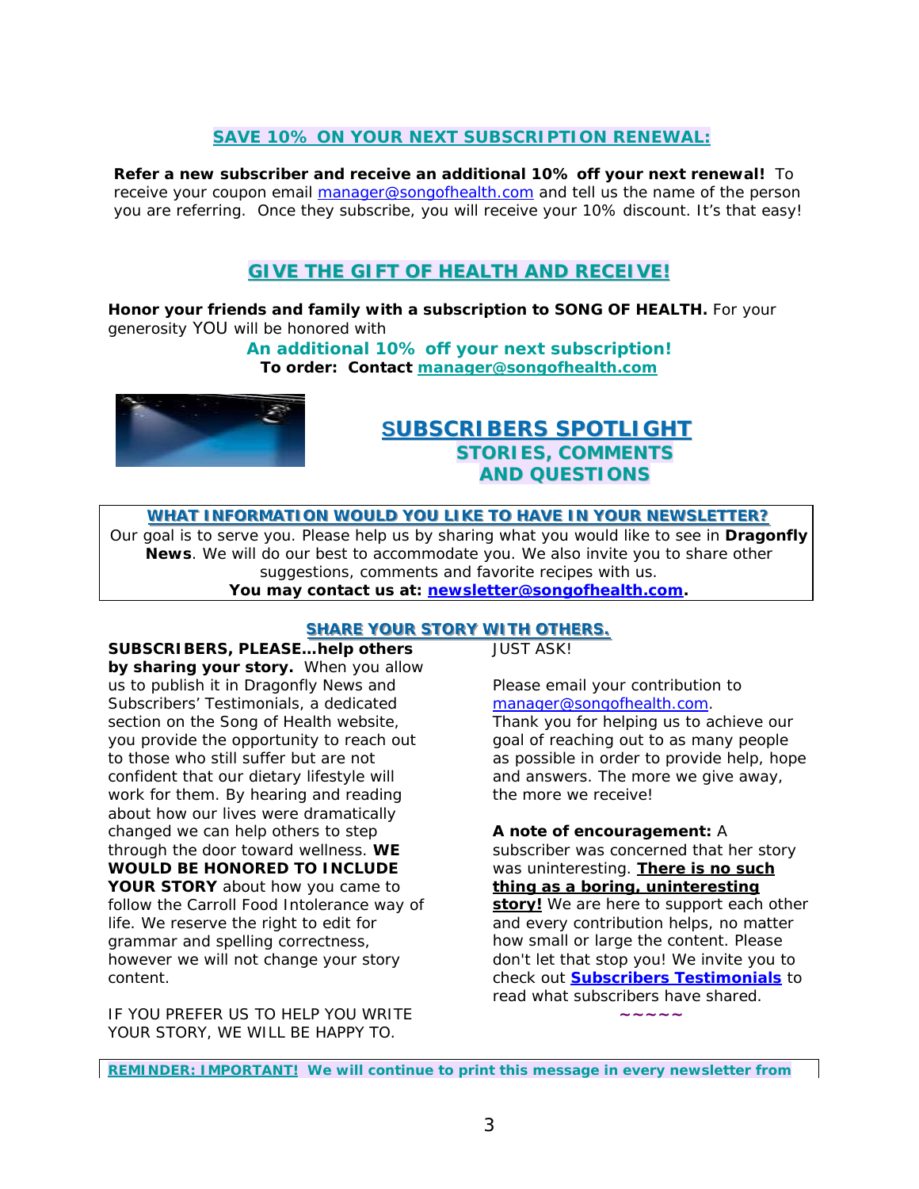## SAVE 10% ON YOUR NEXT SUBSCRIPTION RENEWAL:

**Refer a new subscriber and receive an additional 10% off your next renewal!** To receive your coupon email manager@songofhealth.com and tell us the name of the person you are referring. Once they subscribe, you will receive your 10% discount. It's that easy!

## GIVE THE GIFT OF HEALTH AND RECEIVE!

**Honor your friends and family with a subscription to SONG OF HEALTH.** For your generosity YOU will be honored with

**An additional 10% off your next subscription!**
**To order: Contact manager@songofhealth.com**

## SUBSCRIBERS SPOTLIGHT
### STORIES, COMMENTS AND QUESTIONS

**WHAT INFORMATION WOULD YOU LIKE TO HAVE IN YOUR NEWSLETTER?**

Our goal is to serve you. Please help us by sharing what you would like to see in **Dragonfly News**. We will do our best to accommodate you. We also invite you to share other suggestions, comments and favorite recipes with us.
**You may contact us at: newsletter@songofhealth.com.**

### SHARE YOUR STORY WITH OTHERS.

**SUBSCRIBERS, PLEASE…help others by sharing your story.** When you allow us to publish it in Dragonfly News and Subscribers' Testimonials, a dedicated section on the Song of Health website, you provide the opportunity to reach out to those who still suffer but are not confident that our dietary lifestyle will work for them. By hearing and reading about how our lives were dramatically changed we can help others to step through the door toward wellness. **WE WOULD BE HONORED TO INCLUDE YOUR STORY** about how you came to follow the Carroll Food Intolerance way of life. We reserve the right to edit for grammar and spelling correctness, however we will not change your story content.

IF YOU PREFER US TO HELP YOU WRITE YOUR STORY, WE WILL BE HAPPY TO. JUST ASK!

Please email your contribution to manager@songofhealth.com.
Thank you for helping us to achieve our goal of reaching out to as many people as possible in order to provide help, hope and answers. The more we give away, the more we receive!

**A note of encouragement:** A subscriber was concerned that her story was uninteresting. **There is no such thing as a boring, uninteresting story!** We are here to support each other and every contribution helps, no matter how small or large the content. Please don't let that stop you! We invite you to check out **Subscribers Testimonials** to read what subscribers have shared.

~~~~~

**REMINDER: IMPORTANT! We will continue to print this message in every newsletter from**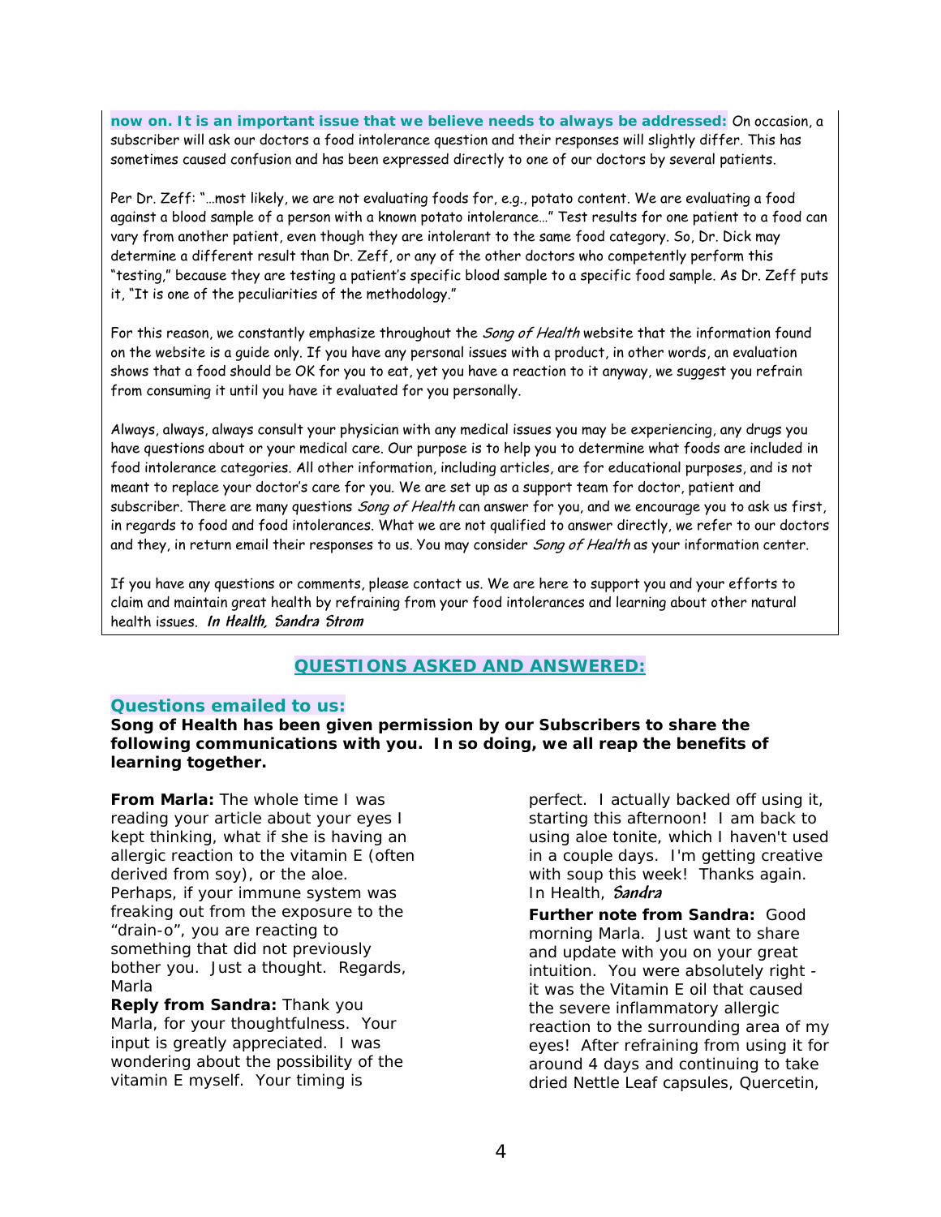**now on. It is an important issue that we believe needs to always be addressed:** On occasion, a subscriber will ask our doctors a food intolerance question and their responses will slightly differ. This has sometimes caused confusion and has been expressed directly to one of our doctors by several patients.

Per Dr. Zeff: "…most likely, we are not evaluating foods for, e.g., potato content. We are evaluating a food against a blood sample of a person with a known potato intolerance…" Test results for one patient to a food can vary from another patient, even though they are intolerant to the same food category. So, Dr. Dick may determine a different result than Dr. Zeff, or any of the other doctors who competently perform this "testing," because they are testing a patient's specific blood sample to a specific food sample. As Dr. Zeff puts it, "It is one of the peculiarities of the methodology."

For this reason, we constantly emphasize throughout the *Song of Health* website that the information found on the website is a guide only. If you have any personal issues with a product, in other words, an evaluation shows that a food should be OK for you to eat, yet you have a reaction to it anyway, we suggest you refrain from consuming it until you have it evaluated for you personally.

Always, always, always consult your physician with any medical issues you may be experiencing, any drugs you have questions about or your medical care. Our purpose is to help you to determine what foods are included in food intolerance categories. All other information, including articles, are for educational purposes, and is not meant to replace your doctor's care for you. We are set up as a support team for doctor, patient and subscriber. There are many questions *Song of Health* can answer for you, and we encourage you to ask us first, in regards to food and food intolerances. What we are not qualified to answer directly, we refer to our doctors and they, in return email their responses to us. You may consider *Song of Health* as your information center.

If you have any questions or comments, please contact us. We are here to support you and your efforts to claim and maintain great health by refraining from your food intolerances and learning about other natural health issues. ***In Health, Sandra Strom***

## QUESTIONS ASKED AND ANSWERED:

### Questions emailed to us:

**Song of Health has been given permission by our Subscribers to share the following communications with you. In so doing, we all reap the benefits of learning together.**

**From Marla:** The whole time I was reading your article about your eyes I kept thinking, what if she is having an allergic reaction to the vitamin E (often derived from soy), or the aloe. Perhaps, if your immune system was freaking out from the exposure to the "drain-o", you are reacting to something that did not previously bother you. Just a thought. Regards, Marla

**Reply from Sandra:** Thank you Marla, for your thoughtfulness. Your input is greatly appreciated. I was wondering about the possibility of the vitamin E myself. Your timing is perfect. I actually backed off using it, starting this afternoon! I am back to using aloe tonite, which I haven't used in a couple days. I'm getting creative with soup this week! Thanks again. In Health, ***Sandra***

**Further note from Sandra:** Good morning Marla. Just want to share and update with you on your great intuition. You were absolutely right - it was the Vitamin E oil that caused the severe inflammatory allergic reaction to the surrounding area of my eyes! After refraining from using it for around 4 days and continuing to take dried Nettle Leaf capsules, Quercetin,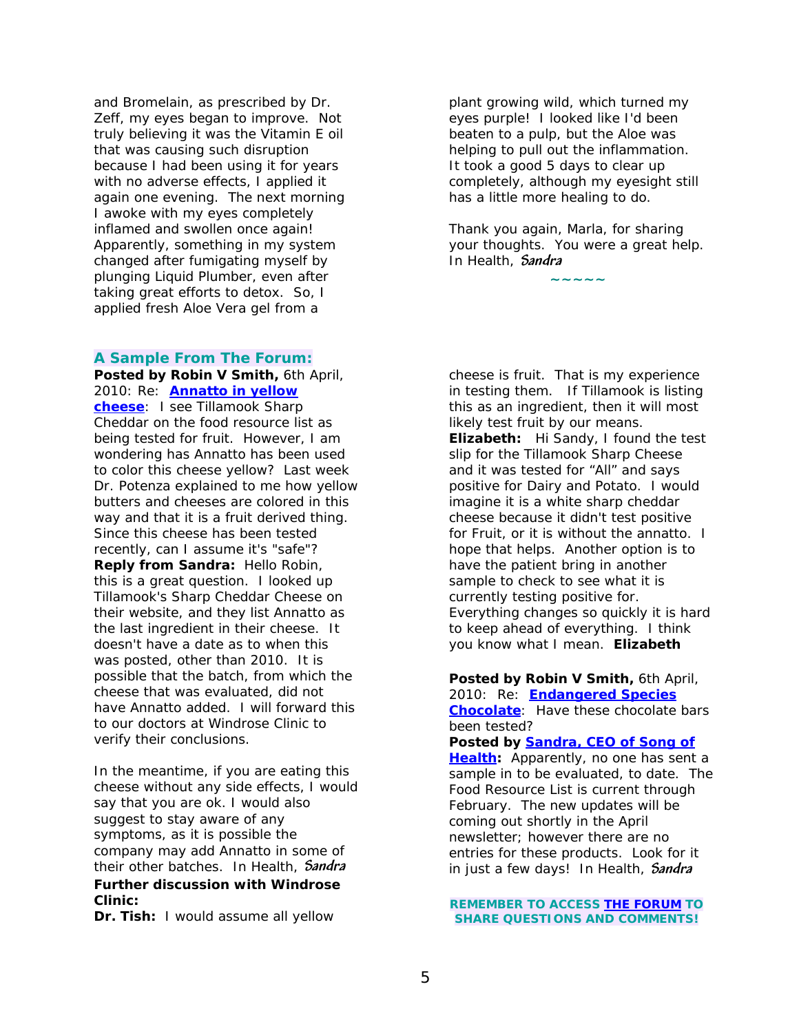and Bromelain, as prescribed by Dr. Zeff, my eyes began to improve. Not truly believing it was the Vitamin E oil that was causing such disruption because I had been using it for years with no adverse effects, I applied it again one evening. The next morning I awoke with my eyes completely inflamed and swollen once again! Apparently, something in my system changed after fumigating myself by plunging Liquid Plumber, even after taking great efforts to detox. So, I applied fresh Aloe Vera gel from a plant growing wild, which turned my eyes purple! I looked like I'd been beaten to a pulp, but the Aloe was helping to pull out the inflammation. It took a good 5 days to clear up completely, although my eyesight still has a little more healing to do.

Thank you again, Marla, for sharing your thoughts. You were a great help. In Health, *Sandra*

~~~~~

## A Sample From The Forum:

**Posted by Robin V Smith,** 6th April, 2010: Re: **Annatto in yellow cheese**: I see Tillamook Sharp Cheddar on the food resource list as being tested for fruit. However, I am wondering has Annatto has been used to color this cheese yellow? Last week Dr. Potenza explained to me how yellow butters and cheeses are colored in this way and that it is a fruit derived thing. Since this cheese has been tested recently, can I assume it's "safe"?

**Reply from Sandra:** Hello Robin, this is a great question. I looked up Tillamook's Sharp Cheddar Cheese on their website, and they list Annatto as the last ingredient in their cheese. It doesn't have a date as to when this was posted, other than 2010. It is possible that the batch, from which the cheese that was evaluated, did not have Annatto added. I will forward this to our doctors at Windrose Clinic to verify their conclusions.

In the meantime, if you are eating this cheese without any side effects, I would say that you are ok. I would also suggest to stay aware of any symptoms, as it is possible the company may add Annatto in some of their other batches. In Health, *Sandra*

**Further discussion with Windrose Clinic:**

**Dr. Tish:** I would assume all yellow cheese is fruit. That is my experience in testing them. If Tillamook is listing this as an ingredient, then it will most likely test fruit by our means.

**Elizabeth:** Hi Sandy, I found the test slip for the Tillamook Sharp Cheese and it was tested for "All" and says positive for Dairy and Potato. I would imagine it is a white sharp cheddar cheese because it didn't test positive for Fruit, or it is without the annatto. I hope that helps. Another option is to have the patient bring in another sample to check to see what it is currently testing positive for. Everything changes so quickly it is hard to keep ahead of everything. I think you know what I mean. **Elizabeth**

**Posted by Robin V Smith,** 6th April, 2010: Re: **Endangered Species Chocolate**: Have these chocolate bars been tested?

**Posted by Sandra, CEO of Song of Health:** Apparently, no one has sent a sample in to be evaluated, to date. The Food Resource List is current through February. The new updates will be coming out shortly in the April newsletter; however there are no entries for these products. Look for it in just a few days! In Health, *Sandra*

**REMEMBER TO ACCESS THE FORUM TO SHARE QUESTIONS AND COMMENTS!**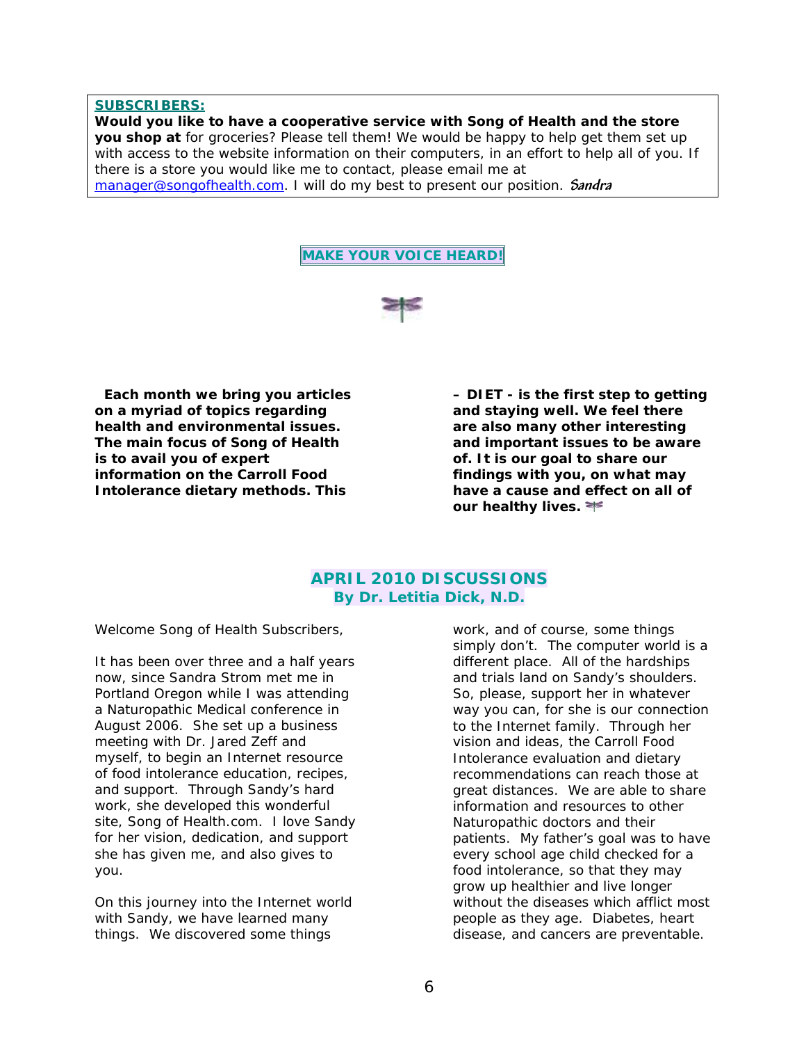**SUBSCRIBERS:**

**Would you like to have a cooperative service with Song of Health and the store you shop at** for groceries? Please tell them! We would be happy to help get them set up with access to the website information on their computers, in an effort to help all of you. If there is a store you would like me to contact, please email me at manager@songofhealth.com. I will do my best to present our position. *Sandra*

**MAKE YOUR VOICE HEARD!**

**Each month we bring you articles on a myriad of topics regarding health and environmental issues. The main focus of Song of Health is to avail you of expert information on the Carroll Food Intolerance dietary methods. This – DIET - is the first step to getting and staying well. We feel there are also many other interesting and important issues to be aware of. It is our goal to share our findings with you, on what may have a cause and effect on all of our healthy lives.**

## APRIL 2010 DISCUSSIONS
### By Dr. Letitia Dick, N.D.

Welcome Song of Health Subscribers,

It has been over three and a half years now, since Sandra Strom met me in Portland Oregon while I was attending a Naturopathic Medical conference in August 2006. She set up a business meeting with Dr. Jared Zeff and myself, to begin an Internet resource of food intolerance education, recipes, and support. Through Sandy's hard work, she developed this wonderful site, Song of Health.com. I love Sandy for her vision, dedication, and support she has given me, and also gives to you.

On this journey into the Internet world with Sandy, we have learned many things. We discovered some things work, and of course, some things simply don't. The computer world is a different place. All of the hardships and trials land on Sandy's shoulders. So, please, support her in whatever way you can, for she is our connection to the Internet family. Through her vision and ideas, the Carroll Food Intolerance evaluation and dietary recommendations can reach those at great distances. We are able to share information and resources to other Naturopathic doctors and their patients. My father's goal was to have every school age child checked for a food intolerance, so that they may grow up healthier and live longer without the diseases which afflict most people as they age. Diabetes, heart disease, and cancers are preventable.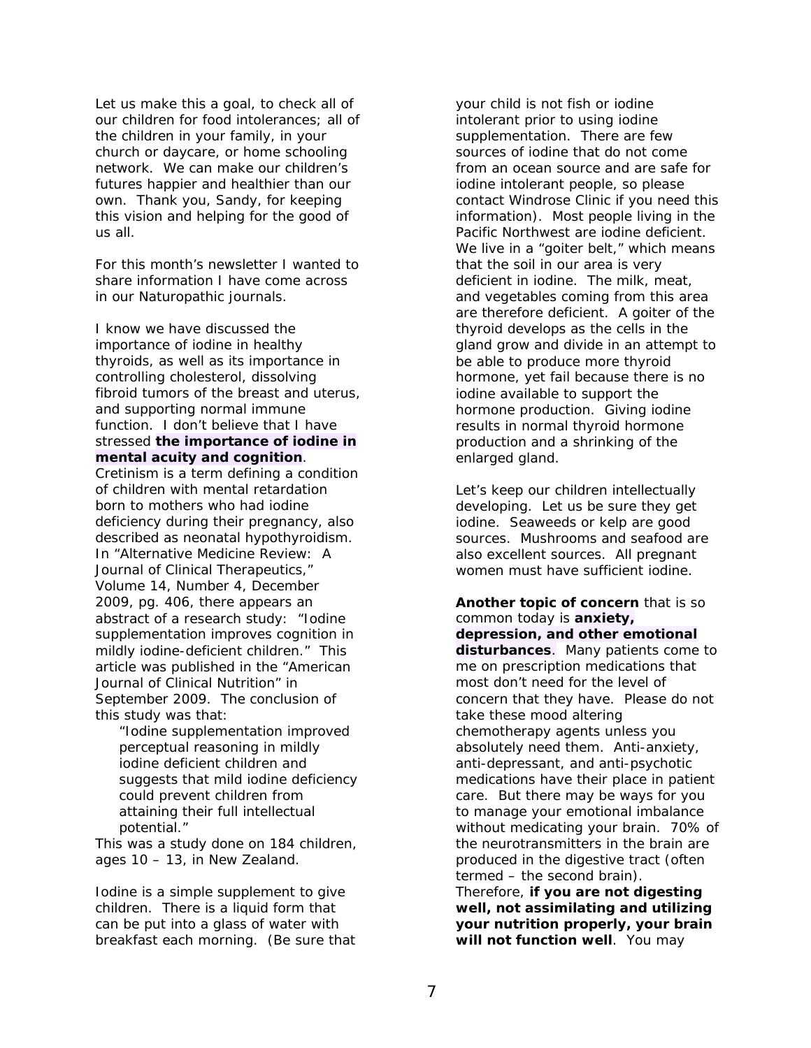Let us make this a goal, to check all of our children for food intolerances; all of the children in your family, in your church or daycare, or home schooling network. We can make our children's futures happier and healthier than our own. Thank you, Sandy, for keeping this vision and helping for the good of us all.

For this month's newsletter I wanted to share information I have come across in our Naturopathic journals.

I know we have discussed the importance of iodine in healthy thyroids, as well as its importance in controlling cholesterol, dissolving fibroid tumors of the breast and uterus, and supporting normal immune function. I don't believe that I have stressed **the importance of iodine in mental acuity and cognition**. Cretinism is a term defining a condition of children with mental retardation born to mothers who had iodine deficiency during their pregnancy, also described as neonatal hypothyroidism. In "Alternative Medicine Review: A Journal of Clinical Therapeutics," Volume 14, Number 4, December 2009, pg. 406, there appears an abstract of a research study: "Iodine supplementation improves cognition in mildly iodine-deficient children." This article was published in the "American Journal of Clinical Nutrition" in September 2009. The conclusion of this study was that:

> "Iodine supplementation improved perceptual reasoning in mildly iodine deficient children and suggests that mild iodine deficiency could prevent children from attaining their full intellectual potential."

This was a study done on 184 children, ages 10 – 13, in New Zealand.

Iodine is a simple supplement to give children. There is a liquid form that can be put into a glass of water with breakfast each morning. (Be sure that your child is not fish or iodine intolerant prior to using iodine supplementation. There are few sources of iodine that do not come from an ocean source and are safe for iodine intolerant people, so please contact Windrose Clinic if you need this information). Most people living in the Pacific Northwest are iodine deficient. We live in a "goiter belt," which means that the soil in our area is very deficient in iodine. The milk, meat, and vegetables coming from this area are therefore deficient. A goiter of the thyroid develops as the cells in the gland grow and divide in an attempt to be able to produce more thyroid hormone, yet fail because there is no iodine available to support the hormone production. Giving iodine results in normal thyroid hormone production and a shrinking of the enlarged gland.

Let's keep our children intellectually developing. Let us be sure they get iodine. Seaweeds or kelp are good sources. Mushrooms and seafood are also excellent sources. All pregnant women must have sufficient iodine.

**Another topic of concern** that is so common today is **anxiety, depression, and other emotional disturbances**. Many patients come to me on prescription medications that most don't need for the level of concern that they have. Please do not take these mood altering chemotherapy agents unless you absolutely need them. Anti-anxiety, anti-depressant, and anti-psychotic medications have their place in patient care. But there may be ways for you to manage your emotional imbalance without medicating your brain. 70% of the neurotransmitters in the brain are produced in the digestive tract (often termed – the second brain). Therefore, **if you are not digesting well, not assimilating and utilizing your nutrition properly, your brain will not function well**. You may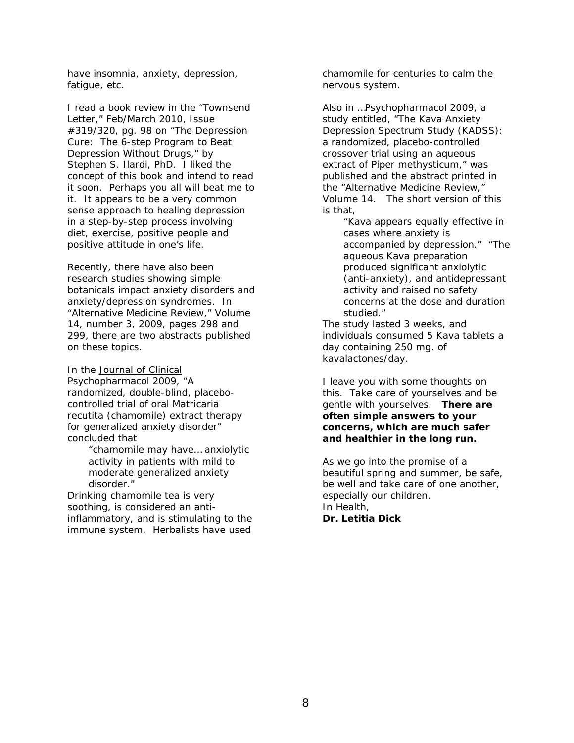have insomnia, anxiety, depression, fatigue, etc.

I read a book review in the "Townsend Letter," Feb/March 2010, Issue #319/320, pg. 98 on "The Depression Cure: The 6-step Program to Beat Depression Without Drugs," by Stephen S. Ilardi, PhD. I liked the concept of this book and intend to read it soon. Perhaps you all will beat me to it. It appears to be a very common sense approach to healing depression in a step-by-step process involving diet, exercise, positive people and positive attitude in one's life.

Recently, there have also been research studies showing simple botanicals impact anxiety disorders and anxiety/depression syndromes. In "Alternative Medicine Review," Volume 14, number 3, 2009, pages 298 and 299, there are two abstracts published on these topics.

In the Journal of Clinical Psychopharmacol 2009, "A randomized, double-blind, placebo-controlled trial of oral Matricaria recutita (chamomile) extract therapy for generalized anxiety disorder" concluded that

> "chamomile may have… anxiolytic activity in patients with mild to moderate generalized anxiety disorder."

Drinking chamomile tea is very soothing, is considered an anti-inflammatory, and is stimulating to the immune system. Herbalists have used chamomile for centuries to calm the nervous system.

Also in …Psychopharmacol 2009, a study entitled, "The Kava Anxiety Depression Spectrum Study (KADSS): a randomized, placebo-controlled crossover trial using an aqueous extract of Piper methysticum," was published and the abstract printed in the "Alternative Medicine Review," Volume 14. The short version of this is that,

> "Kava appears equally effective in cases where anxiety is accompanied by depression." "The aqueous Kava preparation produced significant anxiolytic (anti-anxiety), and antidepressant activity and raised no safety concerns at the dose and duration studied."

The study lasted 3 weeks, and individuals consumed 5 Kava tablets a day containing 250 mg. of kavalactones/day.

I leave you with some thoughts on this. Take care of yourselves and be gentle with yourselves. **There are often simple answers to your concerns, which are much safer and healthier in the long run.**

As we go into the promise of a beautiful spring and summer, be safe, be well and take care of one another, especially our children.
In Health,
**Dr. Letitia Dick**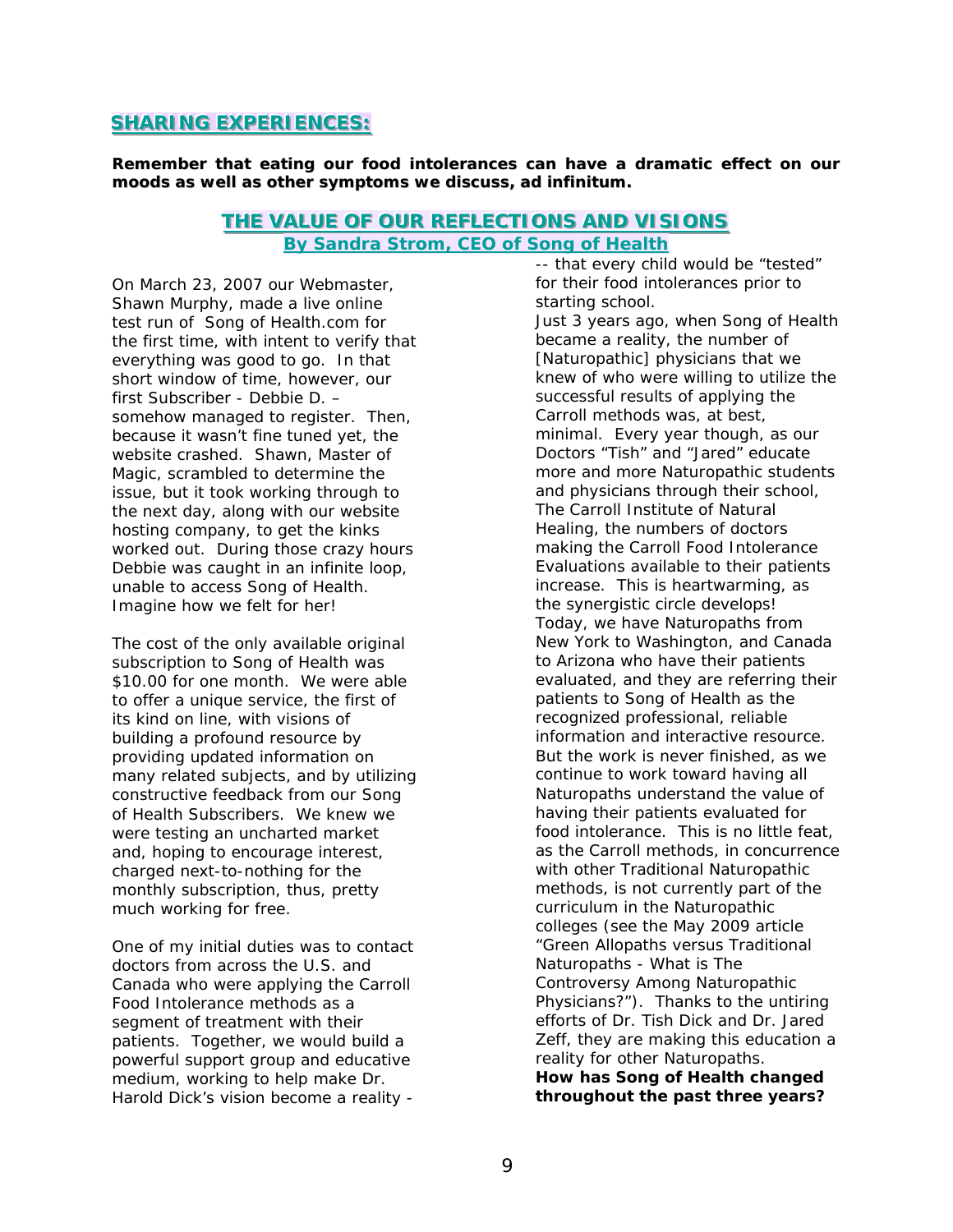## SHARING EXPERIENCES:

**Remember that eating our food intolerances can have a dramatic effect on our moods as well as other symptoms we discuss, ad infinitum.**

### THE VALUE OF OUR REFLECTIONS AND VISIONS

**By Sandra Strom, CEO of Song of Health**

On March 23, 2007 our Webmaster, Shawn Murphy, made a live online test run of Song of Health.com for the first time, with intent to verify that everything was good to go. In that short window of time, however, our first Subscriber - Debbie D. – somehow managed to register. Then, because it wasn't fine tuned yet, the website crashed. Shawn, Master of Magic, scrambled to determine the issue, but it took working through to the next day, along with our website hosting company, to get the kinks worked out. During those crazy hours Debbie was caught in an infinite loop, unable to access Song of Health. Imagine how we felt for her!

The cost of the only available original subscription to Song of Health was $10.00 for one month. We were able to offer a unique service, the first of its kind on line, with visions of building a profound resource by providing updated information on many related subjects, and by utilizing constructive feedback from our Song of Health Subscribers. We knew we were testing an uncharted market and, hoping to encourage interest, charged next-to-nothing for the monthly subscription, thus, pretty much working for free.

One of my initial duties was to contact doctors from across the U.S. and Canada who were applying the Carroll Food Intolerance methods as a segment of treatment with their patients. Together, we would build a powerful support group and educative medium, working to help make Dr. Harold Dick's vision become a reality -- that every child would be "tested" for their food intolerances prior to starting school.

Just 3 years ago, when Song of Health became a reality, the number of [Naturopathic] physicians that we knew of who were willing to utilize the successful results of applying the Carroll methods was, at best, minimal. Every year though, as our Doctors "Tish" and "Jared" educate more and more Naturopathic students and physicians through their school, The Carroll Institute of Natural Healing, the numbers of doctors making the Carroll Food Intolerance Evaluations available to their patients increase. This is heartwarming, as the synergistic circle develops!

Today, we have Naturopaths from New York to Washington, and Canada to Arizona who have their patients evaluated, and they are referring their patients to Song of Health as the recognized professional, reliable information and interactive resource. But the work is never finished, as we continue to work toward having all Naturopaths understand the value of having their patients evaluated for food intolerance. This is no little feat, as the Carroll methods, in concurrence with other Traditional Naturopathic methods, is not currently part of the curriculum in the Naturopathic colleges (see the May 2009 article "Green Allopaths versus Traditional Naturopaths - What is The Controversy Among Naturopathic Physicians?"). Thanks to the untiring efforts of Dr. Tish Dick and Dr. Jared Zeff, they are making this education a reality for other Naturopaths.

**How has Song of Health changed throughout the past three years?**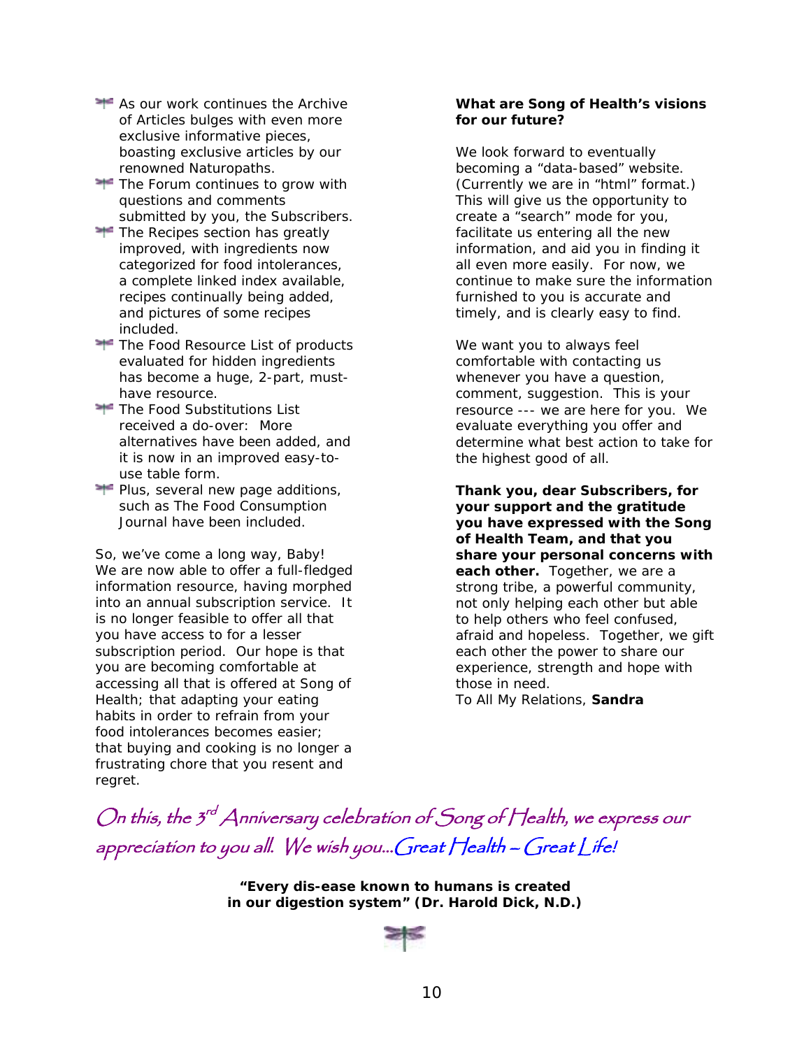- As our work continues the Archive of Articles bulges with even more exclusive informative pieces, boasting exclusive articles by our renowned Naturopaths.
- The Forum continues to grow with questions and comments submitted by you, the Subscribers.
- The Recipes section has greatly improved, with ingredients now categorized for food intolerances, a complete linked index available, recipes continually being added, and pictures of some recipes included.
- The Food Resource List of products evaluated for hidden ingredients has become a huge, 2-part, must-have resource.
- The Food Substitutions List received a do-over: More alternatives have been added, and it is now in an improved easy-to-use table form.
- Plus, several new page additions, such as The Food Consumption Journal have been included.

So, we've come a long way, Baby! We are now able to offer a full-fledged information resource, having morphed into an annual subscription service. It is no longer feasible to offer all that you have access to for a lesser subscription period. Our hope is that you are becoming comfortable at accessing all that is offered at Song of Health; that adapting your eating habits in order to refrain from your food intolerances becomes easier; that buying and cooking is no longer a frustrating chore that you resent and regret.

**What are Song of Health's visions for our future?**

We look forward to eventually becoming a "data-based" website. (Currently we are in "html" format.) This will give us the opportunity to create a "search" mode for you, facilitate us entering all the new information, and aid you in finding it all even more easily. For now, we continue to make sure the information furnished to you is accurate and timely, and is clearly easy to find.

We want you to always feel comfortable with contacting us whenever you have a question, comment, suggestion. This is your resource --- we are here for you. We evaluate everything you offer and determine what best action to take for the highest good of all.

**Thank you, dear Subscribers, for your support and the gratitude you have expressed with the Song of Health Team, and that you share your personal concerns with each other.** Together, we are a strong tribe, a powerful community, not only helping each other but able to help others who feel confused, afraid and hopeless. Together, we gift each other the power to share our experience, strength and hope with those in need.

To All My Relations, **Sandra**

*On this, the 3rd Anniversary celebration of Song of Health, we express our appreciation to you all. We wish you...Great Health – Great Life!*

**"Every dis-ease known to humans is created in our digestion system" (Dr. Harold Dick, N.D.)**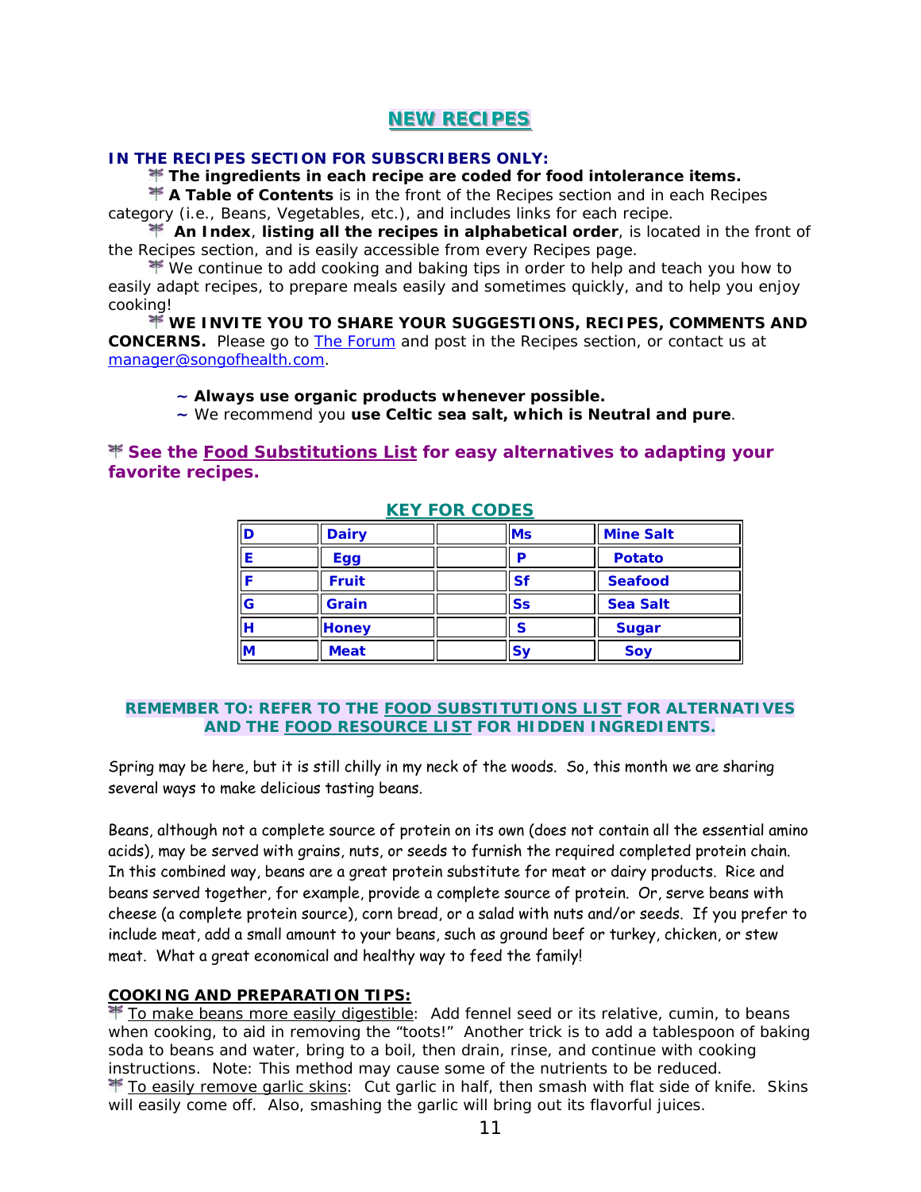# NEW RECIPES

**IN THE RECIPES SECTION FOR SUBSCRIBERS ONLY:**

- **The ingredients in each recipe are coded for food intolerance items.**
- **A Table of Contents** is in the front of the Recipes section and in each Recipes category (i.e., Beans, Vegetables, etc.), and includes links for each recipe.
- **An Index**, **listing all the recipes in alphabetical order**, is located in the front of the Recipes section, and is easily accessible from every Recipes page.
- We continue to add cooking and baking tips in order to help and teach you how to easily adapt recipes, to prepare meals easily and sometimes quickly, and to help you enjoy cooking!
- **WE INVITE YOU TO SHARE YOUR SUGGESTIONS, RECIPES, COMMENTS AND CONCERNS.** Please go to The Forum and post in the Recipes section, or contact us at manager@songofhealth.com.

~ **Always use organic products whenever possible.**
~ We recommend you **use Celtic sea salt, which is Neutral and pure**.

**See the Food Substitutions List for easy alternatives to adapting your favorite recipes.**

## KEY FOR CODES

| | | | | |
|---|---|---|---|---|
| D | Dairy | | Ms | Mine Salt |
| E | Egg | | P | Potato |
| F | Fruit | | Sf | Seafood |
| G | Grain | | Ss | Sea Salt |
| H | Honey | | S | Sugar |
| M | Meat | | Sy | Soy |

**REMEMBER TO: REFER TO THE FOOD SUBSTITUTIONS LIST FOR ALTERNATIVES AND THE FOOD RESOURCE LIST FOR HIDDEN INGREDIENTS.**

Spring may be here, but it is still chilly in my neck of the woods. So, this month we are sharing several ways to make delicious tasting beans.

Beans, although not a complete source of protein on its own (does not contain all the essential amino acids), may be served with grains, nuts, or seeds to furnish the required completed protein chain. In this combined way, beans are a great protein substitute for meat or dairy products. Rice and beans served together, for example, provide a complete source of protein. Or, serve beans with cheese (a complete protein source), corn bread, or a salad with nuts and/or seeds. If you prefer to include meat, add a small amount to your beans, such as ground beef or turkey, chicken, or stew meat. What a great economical and healthy way to feed the family!

**COOKING AND PREPARATION TIPS:**

- To make beans more easily digestible: Add fennel seed or its relative, cumin, to beans when cooking, to aid in removing the "toots!" Another trick is to add a tablespoon of baking soda to beans and water, bring to a boil, then drain, rinse, and continue with cooking instructions. Note: This method may cause some of the nutrients to be reduced.
- To easily remove garlic skins: Cut garlic in half, then smash with flat side of knife. Skins will easily come off. Also, smashing the garlic will bring out its flavorful juices.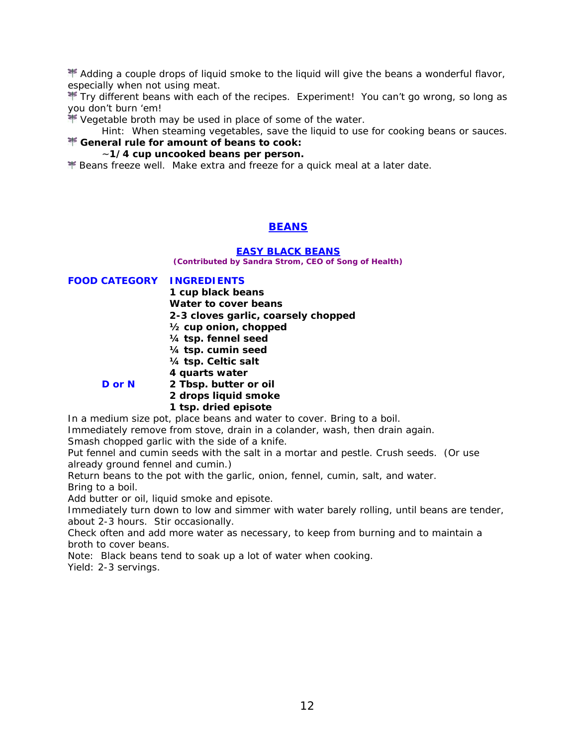- Adding a couple drops of liquid smoke to the liquid will give the beans a wonderful flavor, especially when not using meat.
- Try different beans with each of the recipes. Experiment! You can't go wrong, so long as you don't burn 'em!
- Vegetable broth may be used in place of some of the water.
  Hint: When steaming vegetables, save the liquid to use for cooking beans or sauces.
- **General rule for amount of beans to cook:**
  **~1/4 cup uncooked beans per person.**
- Beans freeze well. Make extra and freeze for a quick meal at a later date.

# BEANS

## EASY BLACK BEANS

**(Contributed by Sandra Strom, CEO of Song of Health)**

| FOOD CATEGORY | INGREDIENTS |
| --- | --- |
| | **1 cup black beans** |
| | **Water to cover beans** |
| | **2-3 cloves garlic, coarsely chopped** |
| | **½ cup onion, chopped** |
| | **¼ tsp. fennel seed** |
| | **¼ tsp. cumin seed** |
| | **¼ tsp. Celtic salt** |
| | **4 quarts water** |
| D or N | **2 Tbsp. butter or oil** |
| | **2 drops liquid smoke** |
| | **1 tsp. dried episote** |

In a medium size pot, place beans and water to cover. Bring to a boil.
Immediately remove from stove, drain in a colander, wash, then drain again.
Smash chopped garlic with the side of a knife.
Put fennel and cumin seeds with the salt in a mortar and pestle. Crush seeds. (Or use already ground fennel and cumin.)
Return beans to the pot with the garlic, onion, fennel, cumin, salt, and water.
Bring to a boil.
Add butter or oil, liquid smoke and episote.
Immediately turn down to low and simmer with water barely rolling, until beans are tender, about 2-3 hours. Stir occasionally.
Check often and add more water as necessary, to keep from burning and to maintain a broth to cover beans.
Note: Black beans tend to soak up a lot of water when cooking.
Yield: 2-3 servings.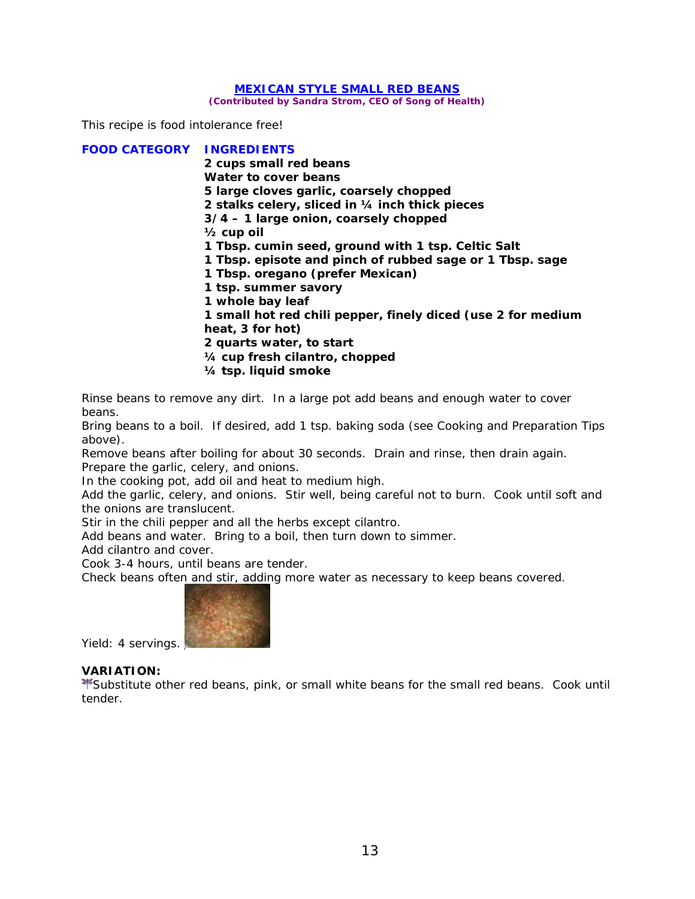## MEXICAN STYLE SMALL RED BEANS

**(Contributed by Sandra Strom, CEO of Song of Health)**

This recipe is food intolerance free!

**FOOD CATEGORY** **INGREDIENTS**

**2 cups small red beans**
**Water to cover beans**
**5 large cloves garlic, coarsely chopped**
**2 stalks celery, sliced in ¼ inch thick pieces**
**3/4 – 1 large onion, coarsely chopped**
**½ cup oil**
**1 Tbsp. cumin seed, ground with 1 tsp. Celtic Salt**
**1 Tbsp. episote and pinch of rubbed sage or 1 Tbsp. sage**
**1 Tbsp. oregano (prefer Mexican)**
**1 tsp. summer savory**
**1 whole bay leaf**
**1 small hot red chili pepper, finely diced (use 2 for medium heat, 3 for hot)**
**2 quarts water, to start**
**¼ cup fresh cilantro, chopped**
**¼ tsp. liquid smoke**

Rinse beans to remove any dirt. In a large pot add beans and enough water to cover beans.
Bring beans to a boil. If desired, add 1 tsp. baking soda (see Cooking and Preparation Tips above).
Remove beans after boiling for about 30 seconds. Drain and rinse, then drain again.
Prepare the garlic, celery, and onions.
In the cooking pot, add oil and heat to medium high.
Add the garlic, celery, and onions. Stir well, being careful not to burn. Cook until soft and the onions are translucent.
Stir in the chili pepper and all the herbs except cilantro.
Add beans and water. Bring to a boil, then turn down to simmer.
Add cilantro and cover.
Cook 3-4 hours, until beans are tender.
Check beans often and stir, adding more water as necessary to keep beans covered.

Yield: 4 servings.

**VARIATION:**

Substitute other red beans, pink, or small white beans for the small red beans. Cook until tender.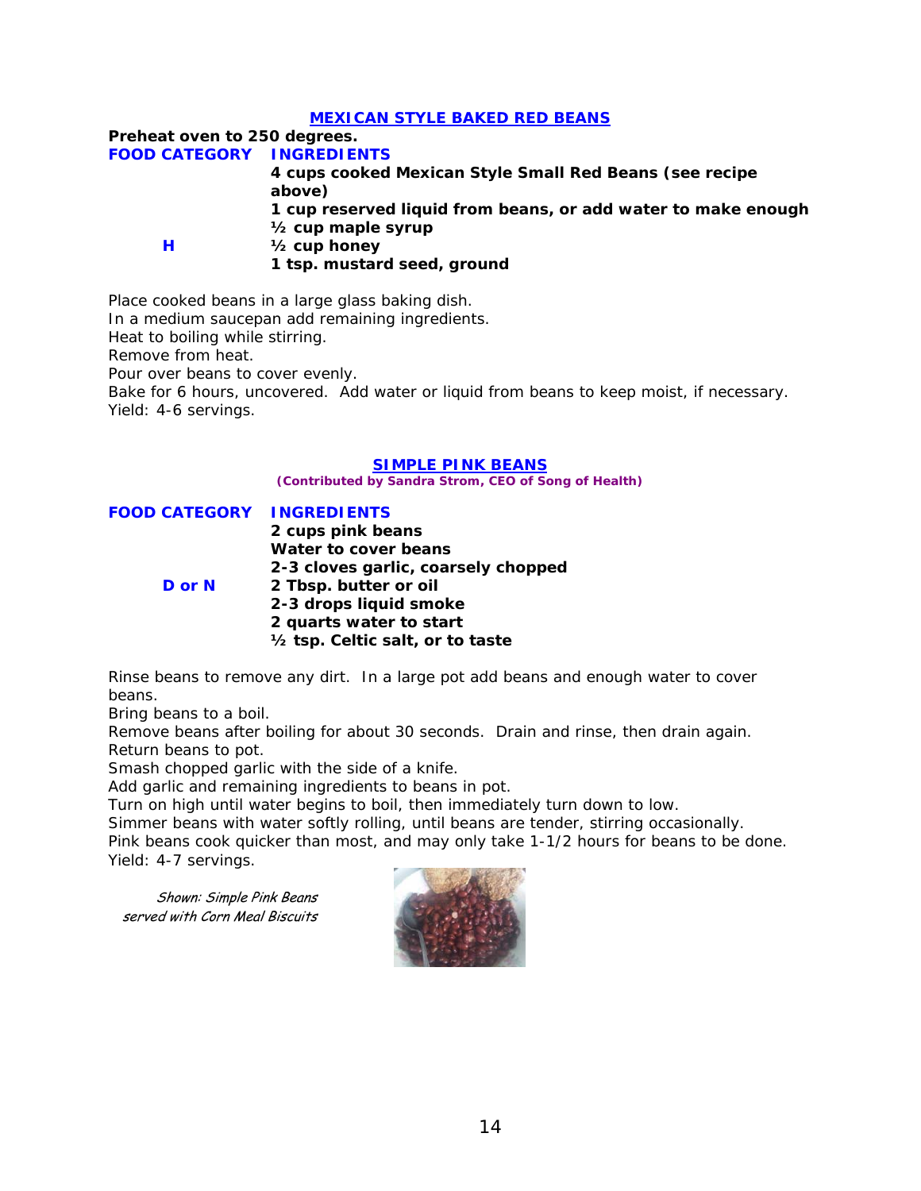## MEXICAN STYLE BAKED RED BEANS

**Preheat oven to 250 degrees.**

| FOOD CATEGORY | INGREDIENTS |
|---|---|
| | **4 cups cooked Mexican Style Small Red Beans (see recipe above)** |
| | **1 cup reserved liquid from beans, or add water to make enough** |
| | **½ cup maple syrup** |
| **H** | **½ cup honey** |
| | **1 tsp. mustard seed, ground** |

Place cooked beans in a large glass baking dish.
In a medium saucepan add remaining ingredients.
Heat to boiling while stirring.
Remove from heat.
Pour over beans to cover evenly.
Bake for 6 hours, uncovered. Add water or liquid from beans to keep moist, if necessary.
Yield: 4-6 servings.

## SIMPLE PINK BEANS

**(Contributed by Sandra Strom, CEO of Song of Health)**

| FOOD CATEGORY | INGREDIENTS |
|---|---|
| | **2 cups pink beans** |
| | **Water to cover beans** |
| | **2-3 cloves garlic, coarsely chopped** |
| **D or N** | **2 Tbsp. butter or oil** |
| | **2-3 drops liquid smoke** |
| | **2 quarts water to start** |
| | **½ tsp. Celtic salt, or to taste** |

Rinse beans to remove any dirt. In a large pot add beans and enough water to cover beans.
Bring beans to a boil.
Remove beans after boiling for about 30 seconds. Drain and rinse, then drain again.
Return beans to pot.
Smash chopped garlic with the side of a knife.
Add garlic and remaining ingredients to beans in pot.
Turn on high until water begins to boil, then immediately turn down to low.
Simmer beans with water softly rolling, until beans are tender, stirring occasionally.
Pink beans cook quicker than most, and may only take 1-1/2 hours for beans to be done.
Yield: 4-7 servings.

*Shown: Simple Pink Beans served with Corn Meal Biscuits*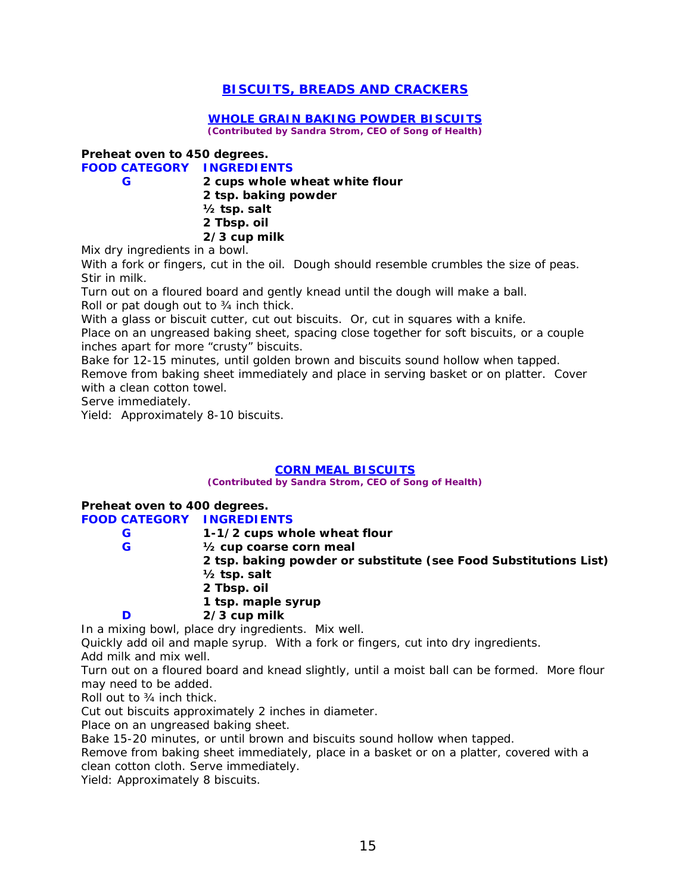# BISCUITS, BREADS AND CRACKERS

## WHOLE GRAIN BAKING POWDER BISCUITS

**(Contributed by Sandra Strom, CEO of Song of Health)**

**Preheat oven to 450 degrees.**

| FOOD CATEGORY | INGREDIENTS |
|---|---|
| G | 2 cups whole wheat white flour |
| | 2 tsp. baking powder |
| | ½ tsp. salt |
| | 2 Tbsp. oil |
| | 2/3 cup milk |

Mix dry ingredients in a bowl.
With a fork or fingers, cut in the oil. Dough should resemble crumbles the size of peas.
Stir in milk.
Turn out on a floured board and gently knead until the dough will make a ball.
Roll or pat dough out to ¾ inch thick.
With a glass or biscuit cutter, cut out biscuits. Or, cut in squares with a knife.
Place on an ungreased baking sheet, spacing close together for soft biscuits, or a couple inches apart for more "crusty" biscuits.
Bake for 12-15 minutes, until golden brown and biscuits sound hollow when tapped.
Remove from baking sheet immediately and place in serving basket or on platter. Cover with a clean cotton towel.
Serve immediately.
Yield: Approximately 8-10 biscuits.

## CORN MEAL BISCUITS

**(Contributed by Sandra Strom, CEO of Song of Health)**

**Preheat oven to 400 degrees.**

| FOOD CATEGORY | INGREDIENTS |
|---|---|
| G | 1-1/2 cups whole wheat flour |
| G | ½ cup coarse corn meal |
| | 2 tsp. baking powder or substitute (see Food Substitutions List) |
| | ½ tsp. salt |
| | 2 Tbsp. oil |
| | 1 tsp. maple syrup |
| D | 2/3 cup milk |

In a mixing bowl, place dry ingredients. Mix well.
Quickly add oil and maple syrup. With a fork or fingers, cut into dry ingredients.
Add milk and mix well.
Turn out on a floured board and knead slightly, until a moist ball can be formed. More flour may need to be added.
Roll out to ¾ inch thick.
Cut out biscuits approximately 2 inches in diameter.
Place on an ungreased baking sheet.
Bake 15-20 minutes, or until brown and biscuits sound hollow when tapped.
Remove from baking sheet immediately, place in a basket or on a platter, covered with a clean cotton cloth. Serve immediately.
Yield: Approximately 8 biscuits.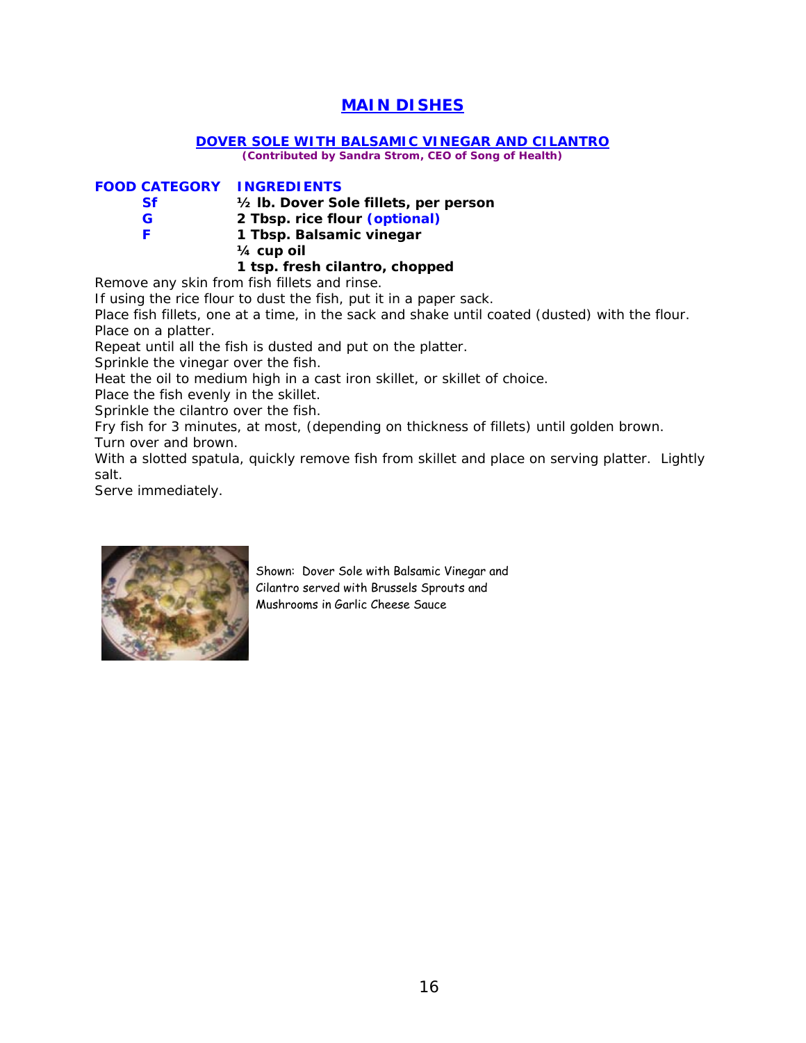# MAIN DISHES

## DOVER SOLE WITH BALSAMIC VINEGAR AND CILANTRO

**(Contributed by Sandra Strom, CEO of Song of Health)**

| FOOD CATEGORY | INGREDIENTS |
| --- | --- |
| Sf | **½ lb. Dover Sole fillets, per person** |
| G | **2 Tbsp. rice flour (optional)** |
| F | **1 Tbsp. Balsamic vinegar** |
| | **¼ cup oil** |
| | **1 tsp. fresh cilantro, chopped** |

Remove any skin from fish fillets and rinse.
If using the rice flour to dust the fish, put it in a paper sack.
Place fish fillets, one at a time, in the sack and shake until coated (dusted) with the flour. Place on a platter.
Repeat until all the fish is dusted and put on the platter.
Sprinkle the vinegar over the fish.
Heat the oil to medium high in a cast iron skillet, or skillet of choice.
Place the fish evenly in the skillet.
Sprinkle the cilantro over the fish.
Fry fish for 3 minutes, at most, (depending on thickness of fillets) until golden brown.
Turn over and brown.
With a slotted spatula, quickly remove fish from skillet and place on serving platter. Lightly salt.
Serve immediately.

Shown: Dover Sole with Balsamic Vinegar and Cilantro served with Brussels Sprouts and Mushrooms in Garlic Cheese Sauce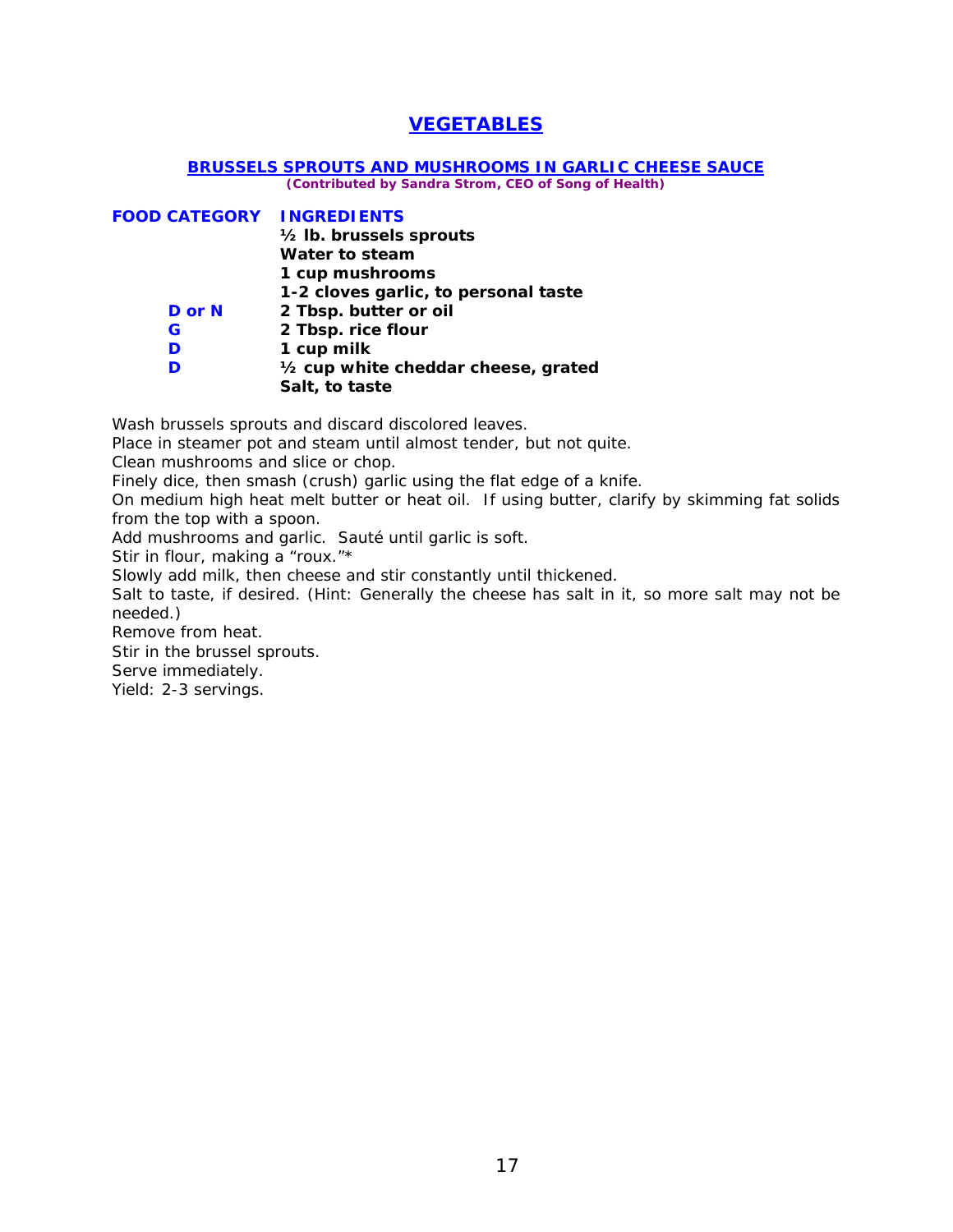# VEGETABLES

## BRUSSELS SPROUTS AND MUSHROOMS IN GARLIC CHEESE SAUCE

**(Contributed by Sandra Strom, CEO of Song of Health)**

| FOOD CATEGORY | INGREDIENTS |
|---|---|
| | **½ lb. brussels sprouts** |
| | **Water to steam** |
| | **1 cup mushrooms** |
| | **1-2 cloves garlic, to personal taste** |
| D or N | **2 Tbsp. butter or oil** |
| G | **2 Tbsp. rice flour** |
| D | **1 cup milk** |
| D | **½ cup white cheddar cheese, grated** |
| | **Salt, to taste** |

Wash brussels sprouts and discard discolored leaves.
Place in steamer pot and steam until almost tender, but not quite.
Clean mushrooms and slice or chop.
Finely dice, then smash (crush) garlic using the flat edge of a knife.
On medium high heat melt butter or heat oil. If using butter, clarify by skimming fat solids from the top with a spoon.
Add mushrooms and garlic. Sauté until garlic is soft.
Stir in flour, making a "roux."*
Slowly add milk, then cheese and stir constantly until thickened.
Salt to taste, if desired. (Hint: Generally the cheese has salt in it, so more salt may not be needed.)
Remove from heat.
Stir in the brussel sprouts.
Serve immediately.
Yield: 2-3 servings.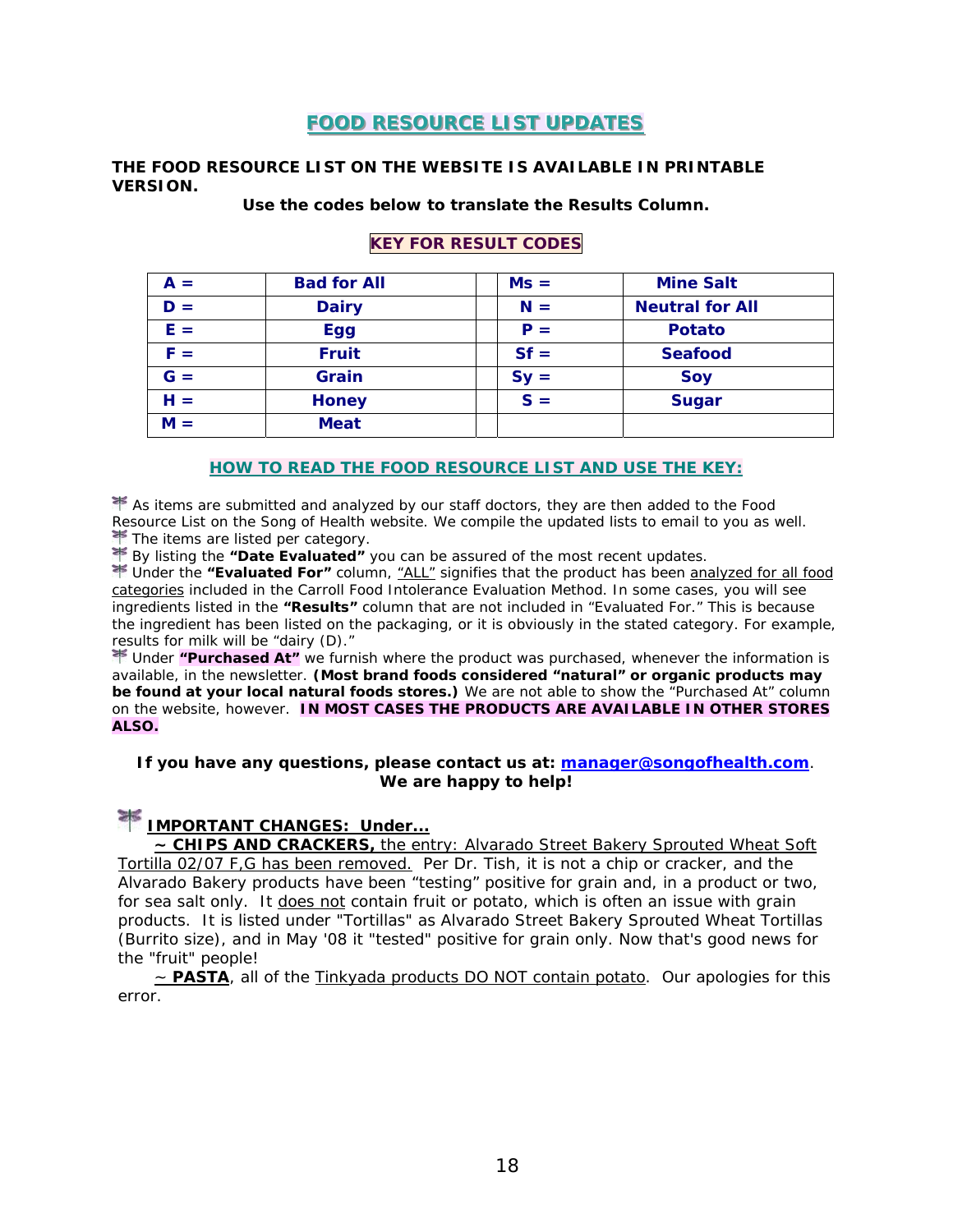# FOOD RESOURCE LIST UPDATES

**THE FOOD RESOURCE LIST ON THE WEBSITE IS AVAILABLE IN PRINTABLE VERSION.**

**Use the codes below to translate the Results Column.**

**KEY FOR RESULT CODES**

| A = | Bad for All | | Ms = | Mine Salt |
|---|---|---|---|---|
| D = | Dairy | | N = | Neutral for All |
| E = | Egg | | P = | Potato |
| F = | Fruit | | Sf = | Seafood |
| G = | Grain | | Sy = | Soy |
| H = | Honey | | S = | Sugar |
| M = | Meat | | | |

## HOW TO READ THE FOOD RESOURCE LIST AND USE THE KEY:

- As items are submitted and analyzed by our staff doctors, they are then added to the Food Resource List on the Song of Health website. We compile the updated lists to email to you as well.
- The items are listed per category.
- By listing the **"Date Evaluated"** you can be assured of the most recent updates.
- Under the **"Evaluated For"** column, "ALL" signifies that the product has been analyzed for all food categories included in the Carroll Food Intolerance Evaluation Method. In some cases, you will see ingredients listed in the **"Results"** column that are not included in "Evaluated For." This is because the ingredient has been listed on the packaging, or it is obviously in the stated category. For example, results for milk will be "dairy (D)."
- Under **"Purchased At"** we furnish where the product was purchased, whenever the information is available, in the newsletter. **(Most brand foods considered "natural" or organic products may be found at your local natural foods stores.)** We are not able to show the "Purchased At" column on the website, however. **IN MOST CASES THE PRODUCTS ARE AVAILABLE IN OTHER STORES ALSO.**

**If you have any questions, please contact us at: manager@songofhealth.com.**
**We are happy to help!**

## IMPORTANT CHANGES: Under...

~ **CHIPS AND CRACKERS,** the entry: Alvarado Street Bakery Sprouted Wheat Soft Tortilla 02/07 F,G has been removed. Per Dr. Tish, it is not a chip or cracker, and the Alvarado Bakery products have been "testing" positive for grain and, in a product or two, for sea salt only. It does not contain fruit or potato, which is often an issue with grain products. It is listed under "Tortillas" as Alvarado Street Bakery Sprouted Wheat Tortillas (Burrito size), and in May '08 it "tested" positive for grain only. Now that's good news for the "fruit" people!

~ **PASTA**, all of the Tinkyada products DO NOT contain potato. Our apologies for this error.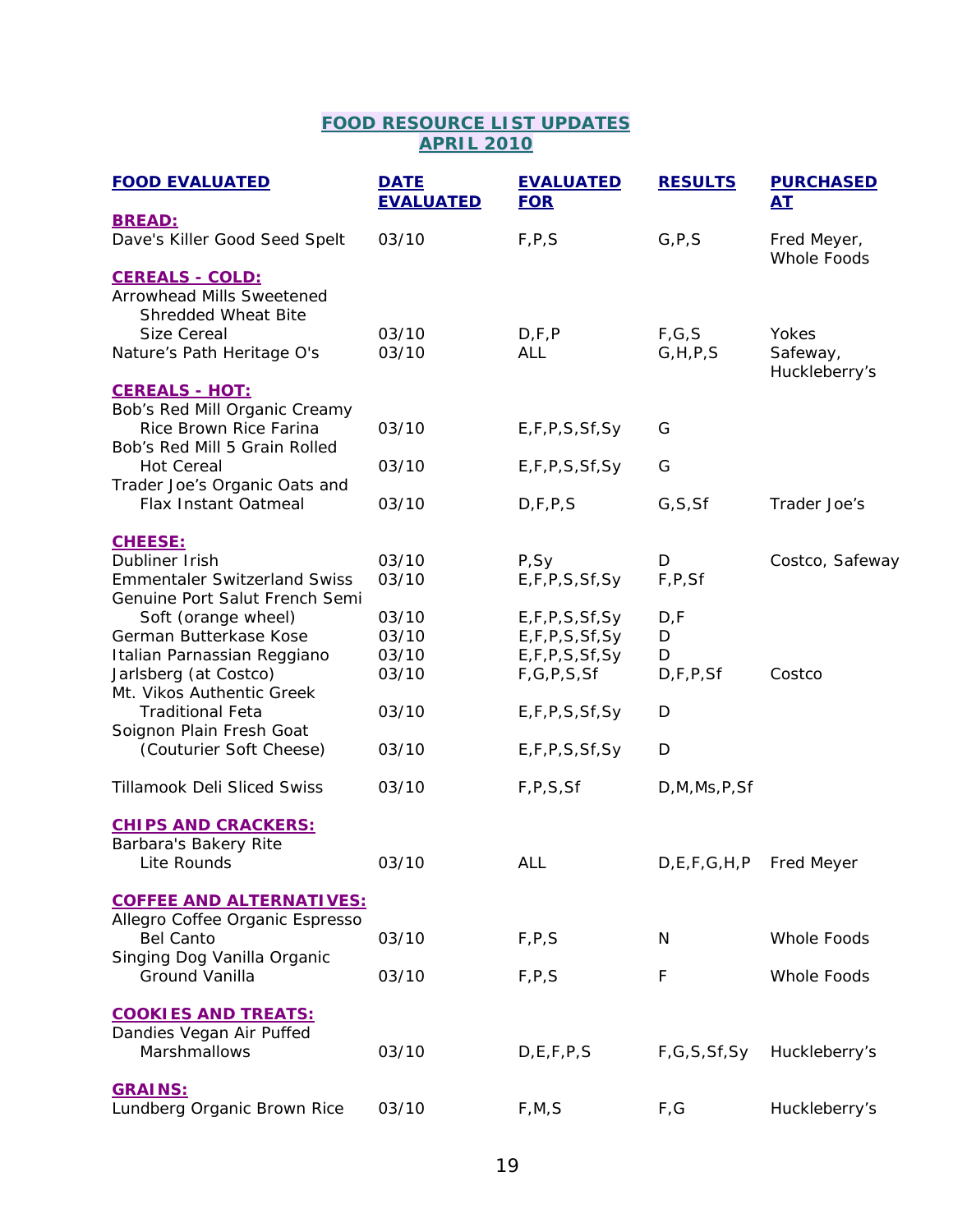# FOOD RESOURCE LIST UPDATES
## APRIL 2010

| FOOD EVALUATED | DATE EVALUATED | EVALUATED FOR | RESULTS | PURCHASED AT |
|---|---|---|---|---|
| **BREAD:** | | | | |
| Dave's Killer Good Seed Spelt | 03/10 | F,P,S | G,P,S | Fred Meyer, Whole Foods |
| **CEREALS - COLD:** | | | | |
| Arrowhead Mills Sweetened Shredded Wheat Bite Size Cereal | 03/10 | D,F,P | F,G,S | Yokes |
| Nature's Path Heritage O's | 03/10 | ALL | G,H,P,S | Safeway, Huckleberry's |
| **CEREALS - HOT:** | | | | |
| Bob's Red Mill Organic Creamy Rice Brown Rice Farina | 03/10 | E,F,P,S,Sf,Sy | G | |
| Bob's Red Mill 5 Grain Rolled Hot Cereal | 03/10 | E,F,P,S,Sf,Sy | G | |
| Trader Joe's Organic Oats and Flax Instant Oatmeal | 03/10 | D,F,P,S | G,S,Sf | Trader Joe's |
| **CHEESE:** | | | | |
| Dubliner Irish | 03/10 | P,Sy | D | Costco, Safeway |
| Emmentaler Switzerland Swiss | 03/10 | E,F,P,S,Sf,Sy | F,P,Sf | |
| Genuine Port Salut French Semi Soft (orange wheel) | 03/10 | E,F,P,S,Sf,Sy | D,F | |
| German Butterkase Kose | 03/10 | E,F,P,S,Sf,Sy | D | |
| Italian Parnassian Reggiano | 03/10 | E,F,P,S,Sf,Sy | D | |
| Jarlsberg (at Costco) | 03/10 | F,G,P,S,Sf | D,F,P,Sf | Costco |
| Mt. Vikos Authentic Greek Traditional Feta | 03/10 | E,F,P,S,Sf,Sy | D | |
| Soignon Plain Fresh Goat (Couturier Soft Cheese) | 03/10 | E,F,P,S,Sf,Sy | D | |
| Tillamook Deli Sliced Swiss | 03/10 | F,P,S,Sf | D,M,Ms,P,Sf | |
| **CHIPS AND CRACKERS:** | | | | |
| Barbara's Bakery Rite Lite Rounds | 03/10 | ALL | D,E,F,G,H,P | Fred Meyer |
| **COFFEE AND ALTERNATIVES:** | | | | |
| Allegro Coffee Organic Espresso Bel Canto | 03/10 | F,P,S | N | Whole Foods |
| Singing Dog Vanilla Organic Ground Vanilla | 03/10 | F,P,S | F | Whole Foods |
| **COOKIES AND TREATS:** | | | | |
| Dandies Vegan Air Puffed Marshmallows | 03/10 | D,E,F,P,S | F,G,S,Sf,Sy | Huckleberry's |
| **GRAINS:** | | | | |
| Lundberg Organic Brown Rice | 03/10 | F,M,S | F,G | Huckleberry's |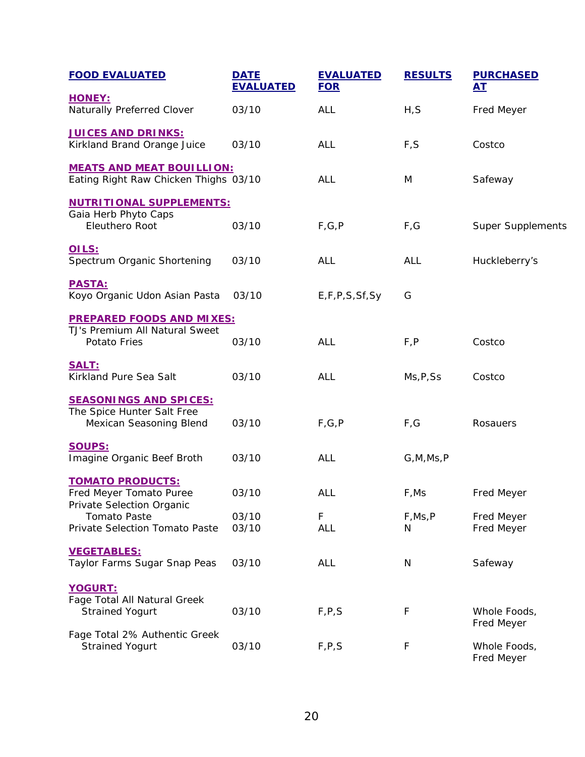| FOOD EVALUATED | DATE EVALUATED | EVALUATED FOR | RESULTS | PURCHASED AT |
|---|---|---|---|---|
| **HONEY:** | | | | |
| Naturally Preferred Clover | 03/10 | ALL | H,S | Fred Meyer |
| **JUICES AND DRINKS:** | | | | |
| Kirkland Brand Orange Juice | 03/10 | ALL | F,S | Costco |
| **MEATS AND MEAT BOUILLION:** | | | | |
| Eating Right Raw Chicken Thighs | 03/10 | ALL | M | Safeway |
| **NUTRITIONAL SUPPLEMENTS:** | | | | |
| Gaia Herb Phyto Caps Eleuthero Root | 03/10 | F,G,P | F,G | Super Supplements |
| **OILS:** | | | | |
| Spectrum Organic Shortening | 03/10 | ALL | ALL | Huckleberry's |
| **PASTA:** | | | | |
| Koyo Organic Udon Asian Pasta | 03/10 | E,F,P,S,Sf,Sy | G | |
| **PREPARED FOODS AND MIXES:** | | | | |
| TJ's Premium All Natural Sweet Potato Fries | 03/10 | ALL | F,P | Costco |
| **SALT:** | | | | |
| Kirkland Pure Sea Salt | 03/10 | ALL | Ms,P,Ss | Costco |
| **SEASONINGS AND SPICES:** | | | | |
| The Spice Hunter Salt Free Mexican Seasoning Blend | 03/10 | F,G,P | F,G | Rosauers |
| **SOUPS:** | | | | |
| Imagine Organic Beef Broth | 03/10 | ALL | G,M,Ms,P | |
| **TOMATO PRODUCTS:** | | | | |
| Fred Meyer Tomato Puree | 03/10 | ALL | F,Ms | Fred Meyer |
| Private Selection Organic Tomato Paste | 03/10 | F | F,Ms,P | Fred Meyer |
| Private Selection Tomato Paste | 03/10 | ALL | N | Fred Meyer |
| **VEGETABLES:** | | | | |
| Taylor Farms Sugar Snap Peas | 03/10 | ALL | N | Safeway |
| **YOGURT:** | | | | |
| Fage Total All Natural Greek Strained Yogurt | 03/10 | F,P,S | F | Whole Foods, Fred Meyer |
| Fage Total 2% Authentic Greek Strained Yogurt | 03/10 | F,P,S | F | Whole Foods, Fred Meyer |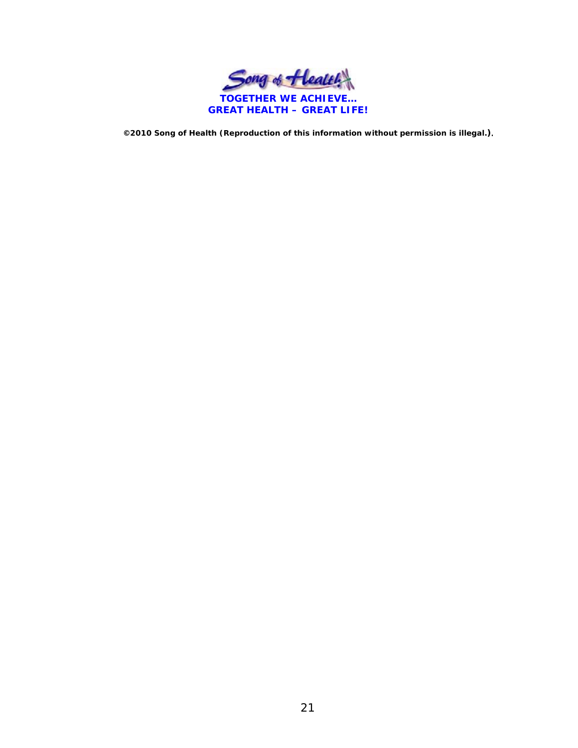Song of Health

**TOGETHER WE ACHIEVE…**
**GREAT HEALTH – GREAT LIFE!**

**©2010 Song of Health (Reproduction of this information without permission is illegal.)**.